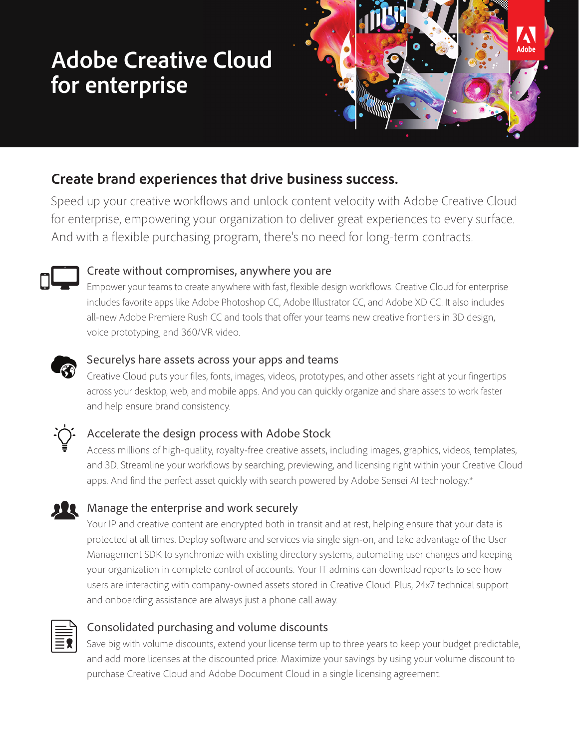# Adobe Creative Cloud for enterprise

## Create brand experiences that drive business success.

Speed up your creative workflows and unlock content velocity with Adobe Creative Cloud for enterprise, empowering your organization to deliver great experiences to every surface. And with a flexible purchasing program, there's no need for long-term contracts.

### Create without compromises, anywhere you are

Empower your teams to create anywhere with fast, flexible design workflows. Creative Cloud for enterprise includes favorite apps like Adobe Photoshop CC, Adobe Illustrator CC, and Adobe XD CC. It also includes all-new Adobe Premiere Rush CC and tools that offer your teams new creative frontiers in 3D design, voice prototyping, and 360/VR video.

### Securelys hare assets across your apps and teams

Creative Cloud puts your files, fonts, images, videos, prototypes, and other assets right at your fingertips across your desktop, web, and mobile apps. And you can quickly organize and share assets to work faster and help ensure brand consistency.

### Accelerate the design process with Adobe Stock

Access millions of high-quality, royalty-free creative assets, including images, graphics, videos, templates, and 3D. Streamline your workflows by searching, previewing, and licensing right within your Creative Cloud apps. And find the perfect asset quickly with search powered by Adobe Sensei AI technology.*

### Manage the enterprise and work securely

Your IP and creative content are encrypted both in transit and at rest, helping ensure that your data is protected at all times. Deploy software and services via single sign-on, and take advantage of the User Management SDK to synchronize with existing directory systems, automating user changes and keeping your organization in complete control of accounts. Your IT admins can download reports to see how users are interacting with company-owned assets stored in Creative Cloud. Plus, 24x7 technical support and onboarding assistance are always just a phone call away.

### Consolidated purchasing and volume discounts

Save big with volume discounts, extend your license term up to three years to keep your budget predictable, and add more licenses at the discounted price. Maximize your savings by using your volume discount to purchase Creative Cloud and Adobe Document Cloud in a single licensing agreement.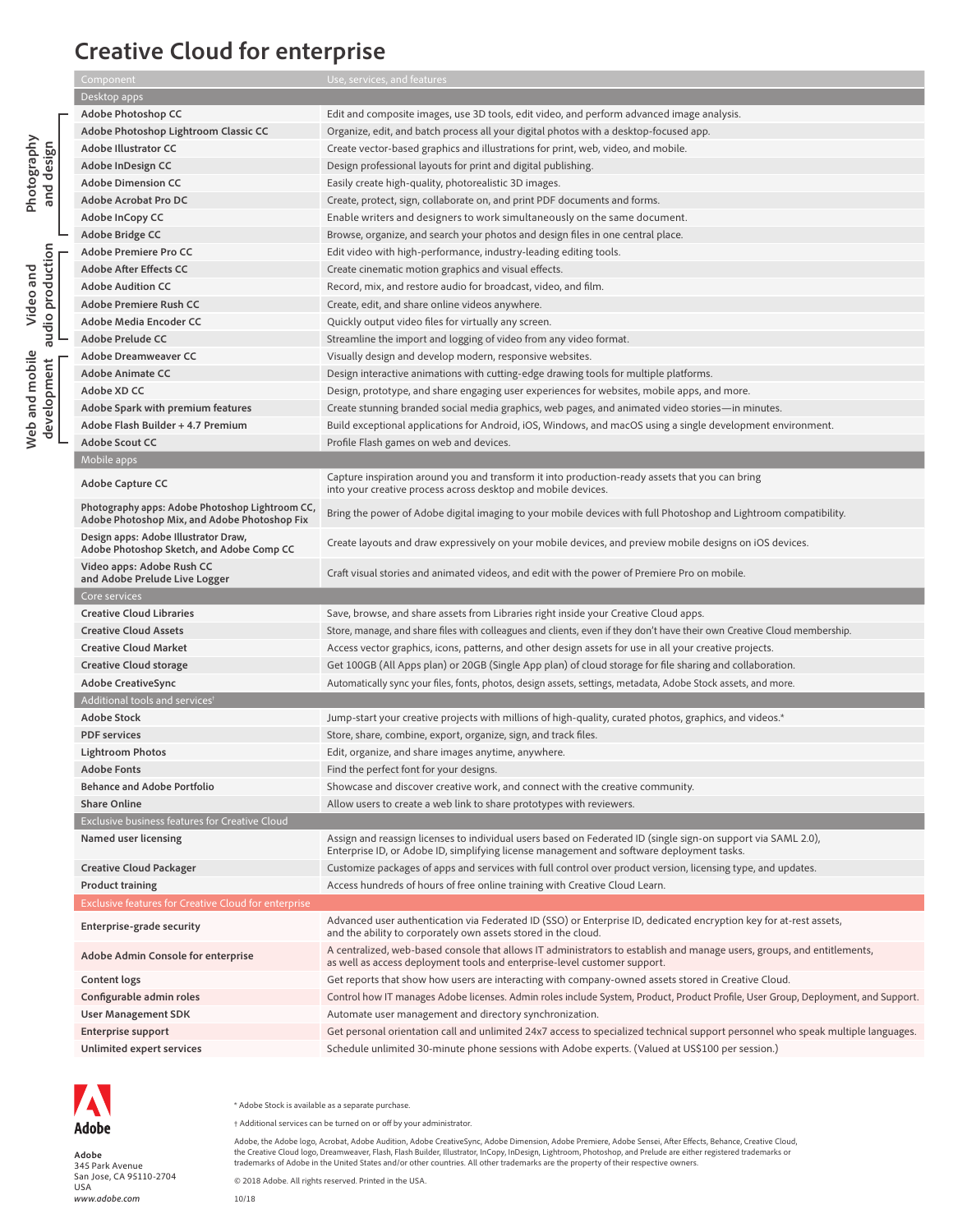# Creative Cloud for enterprise

| Component | Use, services, and features |
|---|---|
| **Desktop apps** | |
| **Adobe Photoshop CC** | Edit and composite images, use 3D tools, edit video, and perform advanced image analysis. |
| **Adobe Photoshop Lightroom Classic CC** | Organize, edit, and batch process all your digital photos with a desktop-focused app. |
| **Adobe Illustrator CC** | Create vector-based graphics and illustrations for print, web, video, and mobile. |
| **Adobe InDesign CC** | Design professional layouts for print and digital publishing. |
| **Adobe Dimension CC** | Easily create high-quality, photorealistic 3D images. |
| **Adobe Acrobat Pro DC** | Create, protect, sign, collaborate on, and print PDF documents and forms. |
| **Adobe InCopy CC** | Enable writers and designers to work simultaneously on the same document. |
| **Adobe Bridge CC** | Browse, organize, and search your photos and design files in one central place. |
| **Adobe Premiere Pro CC** | Edit video with high-performance, industry-leading editing tools. |
| **Adobe After Effects CC** | Create cinematic motion graphics and visual effects. |
| **Adobe Audition CC** | Record, mix, and restore audio for broadcast, video, and film. |
| **Adobe Premiere Rush CC** | Create, edit, and share online videos anywhere. |
| **Adobe Media Encoder CC** | Quickly output video files for virtually any screen. |
| **Adobe Prelude CC** | Streamline the import and logging of video from any video format. |
| **Adobe Dreamweaver CC** | Visually design and develop modern, responsive websites. |
| **Adobe Animate CC** | Design interactive animations with cutting-edge drawing tools for multiple platforms. |
| **Adobe XD CC** | Design, prototype, and share engaging user experiences for websites, mobile apps, and more. |
| **Adobe Spark with premium features** | Create stunning branded social media graphics, web pages, and animated video stories—in minutes. |
| **Adobe Flash Builder + 4.7 Premium** | Build exceptional applications for Android, iOS, Windows, and macOS using a single development environment. |
| **Adobe Scout CC** | Profile Flash games on web and devices. |
| **Mobile apps** | |
| **Adobe Capture CC** | Capture inspiration around you and transform it into production-ready assets that you can bring into your creative process across desktop and mobile devices. |
| **Photography apps: Adobe Photoshop Lightroom CC, Adobe Photoshop Mix, and Adobe Photoshop Fix** | Bring the power of Adobe digital imaging to your mobile devices with full Photoshop and Lightroom compatibility. |
| **Design apps: Adobe Illustrator Draw, Adobe Photoshop Sketch, and Adobe Comp CC** | Create layouts and draw expressively on your mobile devices, and preview mobile designs on iOS devices. |
| **Video apps: Adobe Rush CC and Adobe Prelude Live Logger** | Craft visual stories and animated videos, and edit with the power of Premiere Pro on mobile. |
| **Core services** | |
| **Creative Cloud Libraries** | Save, browse, and share assets from Libraries right inside your Creative Cloud apps. |
| **Creative Cloud Assets** | Store, manage, and share files with colleagues and clients, even if they don't have their own Creative Cloud membership. |
| **Creative Cloud Market** | Access vector graphics, icons, patterns, and other design assets for use in all your creative projects. |
| **Creative Cloud storage** | Get 100GB (All Apps plan) or 20GB (Single App plan) of cloud storage for file sharing and collaboration. |
| **Adobe CreativeSync** | Automatically sync your files, fonts, photos, design assets, settings, metadata, Adobe Stock assets, and more. |
| **Additional tools and services†** | |
| **Adobe Stock** | Jump-start your creative projects with millions of high-quality, curated photos, graphics, and videos.* |
| **PDF services** | Store, share, combine, export, organize, sign, and track files. |
| **Lightroom Photos** | Edit, organize, and share images anytime, anywhere. |
| **Adobe Fonts** | Find the perfect font for your designs. |
| **Behance and Adobe Portfolio** | Showcase and discover creative work, and connect with the creative community. |
| **Share Online** | Allow users to create a web link to share prototypes with reviewers. |
| **Exclusive business features for Creative Cloud** | |
| **Named user licensing** | Assign and reassign licenses to individual users based on Federated ID (single sign-on support via SAML 2.0), Enterprise ID, or Adobe ID, simplifying license management and software deployment tasks. |
| **Creative Cloud Packager** | Customize packages of apps and services with full control over product version, licensing type, and updates. |
| **Product training** | Access hundreds of hours of free online training with Creative Cloud Learn. |
| **Exclusive features for Creative Cloud for enterprise** | |
| **Enterprise-grade security** | Advanced user authentication via Federated ID (SSO) or Enterprise ID, dedicated encryption key for at-rest assets, and the ability to corporately own assets stored in the cloud. |
| **Adobe Admin Console for enterprise** | A centralized, web-based console that allows IT administrators to establish and manage users, groups, and entitlements, as well as access deployment tools and enterprise-level customer support. |
| **Content logs** | Get reports that show how users are interacting with company-owned assets stored in Creative Cloud. |
| **Configurable admin roles** | Control how IT manages Adobe licenses. Admin roles include System, Product, Product Profile, User Group, Deployment, and Support. |
| **User Management SDK** | Automate user management and directory synchronization. |
| **Enterprise support** | Get personal orientation call and unlimited 24x7 access to specialized technical support personnel who speak multiple languages. |
| **Unlimited expert services** | Schedule unlimited 30-minute phone sessions with Adobe experts. (Valued at US$100 per session.) |

Desktop app groupings: Photography and design (Adobe Photoshop CC through Adobe Bridge CC); Video and audio production (Adobe Premiere Pro CC through Adobe Prelude CC); Web and mobile development (Adobe Dreamweaver CC through Adobe Scout CC).

\* Adobe Stock is available as a separate purchase.

† Additional services can be turned on or off by your administrator.

Adobe, the Adobe logo, Acrobat, Adobe Audition, Adobe CreativeSync, Adobe Dimension, Adobe Premiere, Adobe Sensei, After Effects, Behance, Creative Cloud, the Creative Cloud logo, Dreamweaver, Flash, Flash Builder, Illustrator, InCopy, InDesign, Lightroom, Photoshop, and Prelude are either registered trademarks or trademarks of Adobe in the United States and/or other countries. All other trademarks are the property of their respective owners.

© 2018 Adobe. All rights reserved. Printed in the USA.

10/18

**Adobe**
345 Park Avenue
San Jose, CA 95110-2704
USA
*www.adobe.com*